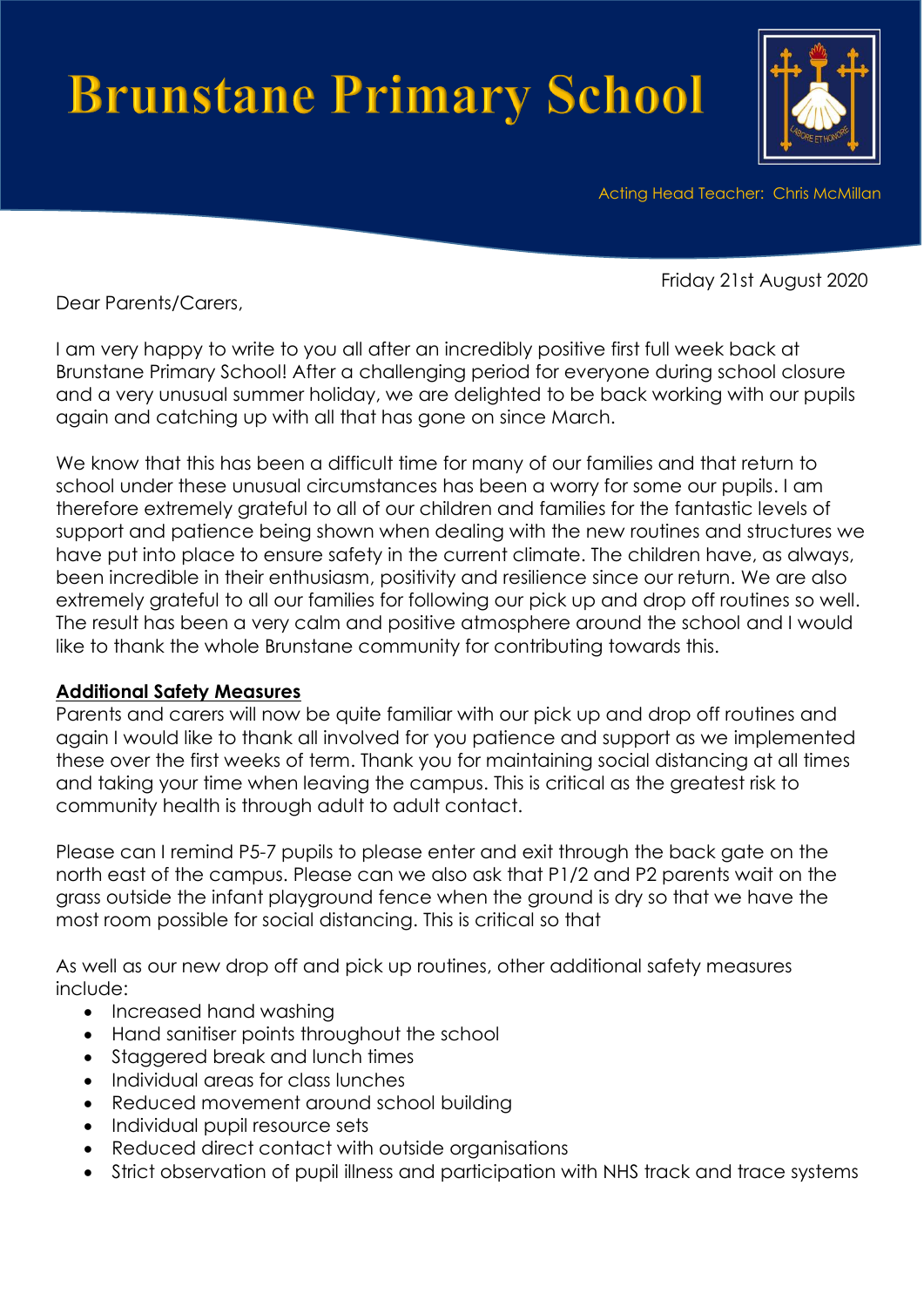# Brunstane Primary School

Acting Head Teacher: Chris McMillan

Friday 21st August 2020

Dear Parents/Carers,

I am very happy to write to you all after an incredibly positive first full week back at Brunstane Primary School! After a challenging period for everyone during school closure and a very unusual summer holiday, we are delighted to be back working with our pupils again and catching up with all that has gone on since March.

We know that this has been a difficult time for many of our families and that return to school under these unusual circumstances has been a worry for some our pupils. I am therefore extremely grateful to all of our children and families for the fantastic levels of support and patience being shown when dealing with the new routines and structures we have put into place to ensure safety in the current climate. The children have, as always, been incredible in their enthusiasm, positivity and resilience since our return. We are also extremely grateful to all our families for following our pick up and drop off routines so well. The result has been a very calm and positive atmosphere around the school and I would like to thank the whole Brunstane community for contributing towards this.

**Additional Safety Measures**

Parents and carers will now be quite familiar with our pick up and drop off routines and again I would like to thank all involved for you patience and support as we implemented these over the first weeks of term. Thank you for maintaining social distancing at all times and taking your time when leaving the campus. This is critical as the greatest risk to community health is through adult to adult contact.

Please can I remind P5-7 pupils to please enter and exit through the back gate on the north east of the campus. Please can we also ask that P1/2 and P2 parents wait on the grass outside the infant playground fence when the ground is dry so that we have the most room possible for social distancing. This is critical so that

As well as our new drop off and pick up routines, other additional safety measures include:

- Increased hand washing
- Hand sanitiser points throughout the school
- Staggered break and lunch times
- Individual areas for class lunches
- Reduced movement around school building
- Individual pupil resource sets
- Reduced direct contact with outside organisations
- Strict observation of pupil illness and participation with NHS track and trace systems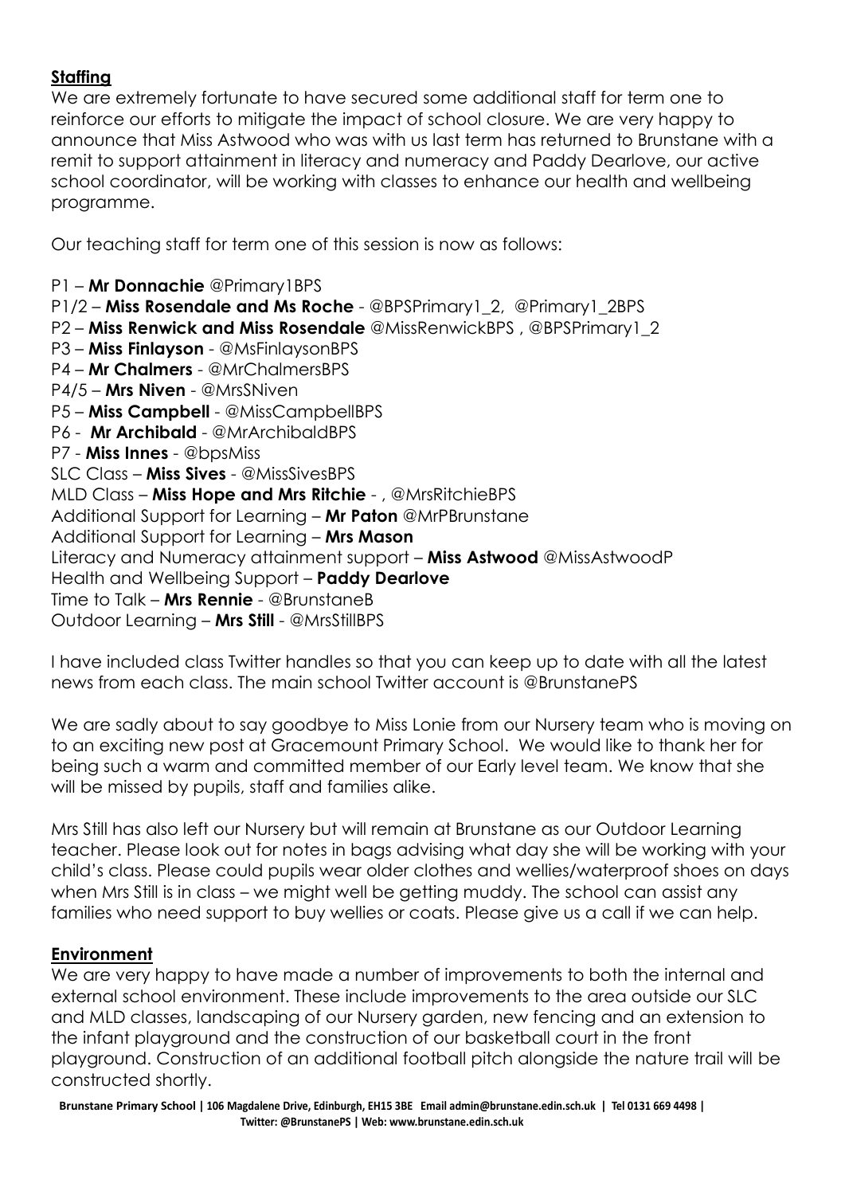## Staffing

We are extremely fortunate to have secured some additional staff for term one to reinforce our efforts to mitigate the impact of school closure. We are very happy to announce that Miss Astwood who was with us last term has returned to Brunstane with a remit to support attainment in literacy and numeracy and Paddy Dearlove, our active school coordinator, will be working with classes to enhance our health and wellbeing programme.

Our teaching staff for term one of this session is now as follows:

P1 – **Mr Donnachie** @Primary1BPS
P1/2 – **Miss Rosendale and Ms Roche** - @BPSPrimary1_2, @Primary1_2BPS
P2 – **Miss Renwick and Miss Rosendale** @MissRenwickBPS , @BPSPrimary1_2
P3 – **Miss Finlayson** - @MsFinlaysonBPS
P4 – **Mr Chalmers** - @MrChalmersBPS
P4/5 – **Mrs Niven** - @MrsSNiven
P5 – **Miss Campbell** - @MissCampbellBPS
P6 - **Mr Archibald** - @MrArchibaldBPS
P7 - **Miss Innes** - @bpsMiss
SLC Class – **Miss Sives** - @MissSivesBPS
MLD Class – **Miss Hope and Mrs Ritchie** - , @MrsRitchieBPS
Additional Support for Learning – **Mr Paton** @MrPBrunstane
Additional Support for Learning – **Mrs Mason**
Literacy and Numeracy attainment support – **Miss Astwood** @MissAstwoodP
Health and Wellbeing Support – **Paddy Dearlove**
Time to Talk – **Mrs Rennie** - @BrunstaneB
Outdoor Learning – **Mrs Still** - @MrsStillBPS

I have included class Twitter handles so that you can keep up to date with all the latest news from each class. The main school Twitter account is @BrunstanePS

We are sadly about to say goodbye to Miss Lonie from our Nursery team who is moving on to an exciting new post at Gracemount Primary School. We would like to thank her for being such a warm and committed member of our Early level team. We know that she will be missed by pupils, staff and families alike.

Mrs Still has also left our Nursery but will remain at Brunstane as our Outdoor Learning teacher. Please look out for notes in bags advising what day she will be working with your child's class. Please could pupils wear older clothes and wellies/waterproof shoes on days when Mrs Still is in class – we might well be getting muddy. The school can assist any families who need support to buy wellies or coats. Please give us a call if we can help.

## Environment

We are very happy to have made a number of improvements to both the internal and external school environment. These include improvements to the area outside our SLC and MLD classes, landscaping of our Nursery garden, new fencing and an extension to the infant playground and the construction of our basketball court in the front playground. Construction of an additional football pitch alongside the nature trail will be constructed shortly.

Brunstane Primary School | 106 Magdalene Drive, Edinburgh, EH15 3BE Email admin@brunstane.edin.sch.uk | Tel 0131 669 4498 | Twitter: @BrunstanePS | Web: www.brunstane.edin.sch.uk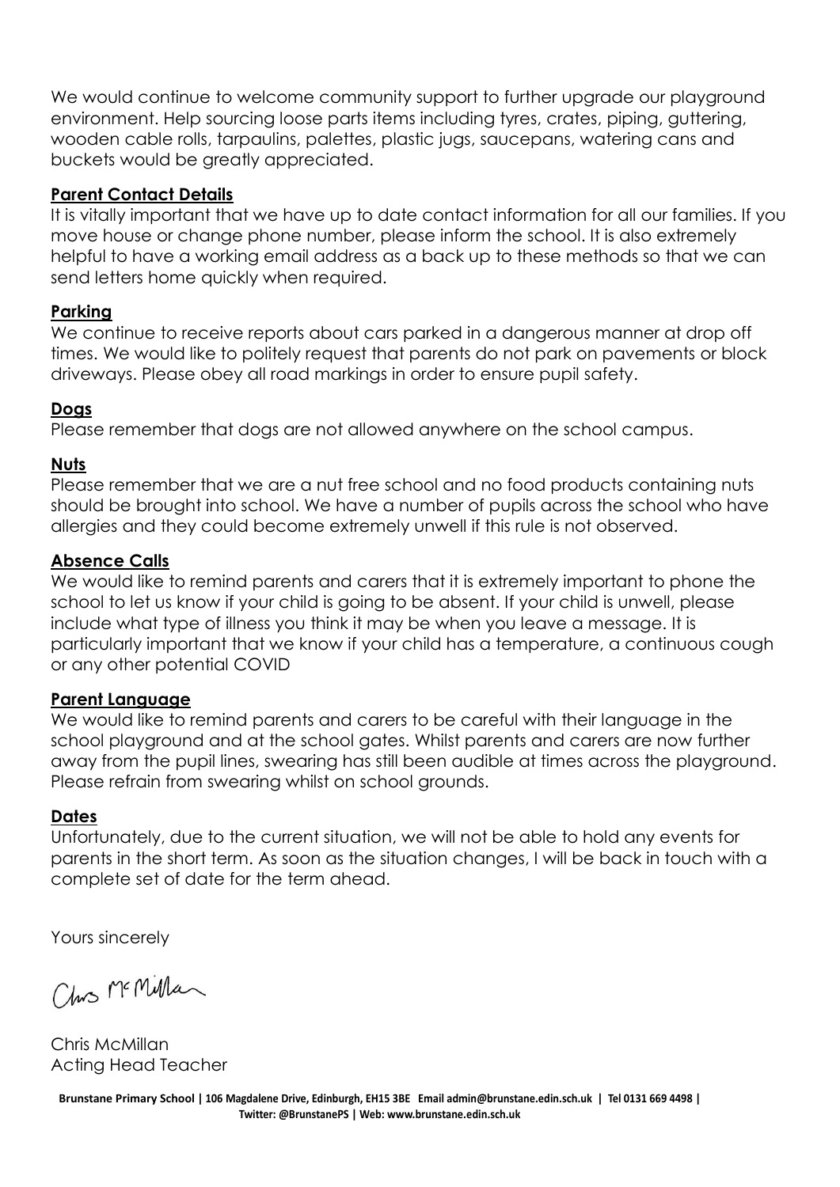We would continue to welcome community support to further upgrade our playground environment. Help sourcing loose parts items including tyres, crates, piping, guttering, wooden cable rolls, tarpaulins, palettes, plastic jugs, saucepans, watering cans and buckets would be greatly appreciated.

**Parent Contact Details**

It is vitally important that we have up to date contact information for all our families. If you move house or change phone number, please inform the school. It is also extremely helpful to have a working email address as a back up to these methods so that we can send letters home quickly when required.

**Parking**

We continue to receive reports about cars parked in a dangerous manner at drop off times. We would like to politely request that parents do not park on pavements or block driveways. Please obey all road markings in order to ensure pupil safety.

**Dogs**

Please remember that dogs are not allowed anywhere on the school campus.

**Nuts**

Please remember that we are a nut free school and no food products containing nuts should be brought into school. We have a number of pupils across the school who have allergies and they could become extremely unwell if this rule is not observed.

**Absence Calls**

We would like to remind parents and carers that it is extremely important to phone the school to let us know if your child is going to be absent. If your child is unwell, please include what type of illness you think it may be when you leave a message. It is particularly important that we know if your child has a temperature, a continuous cough or any other potential COVID

**Parent Language**

We would like to remind parents and carers to be careful with their language in the school playground and at the school gates. Whilst parents and carers are now further away from the pupil lines, swearing has still been audible at times across the playground. Please refrain from swearing whilst on school grounds.

**Dates**

Unfortunately, due to the current situation, we will not be able to hold any events for parents in the short term. As soon as the situation changes, I will be back in touch with a complete set of date for the term ahead.

Yours sincerely

Chris McMillan

Chris McMillan
Acting Head Teacher

**Brunstane Primary School | 106 Magdalene Drive, Edinburgh, EH15 3BE Email admin@brunstane.edin.sch.uk | Tel 0131 669 4498 | Twitter: @BrunstanePS | Web: www.brunstane.edin.sch.uk**